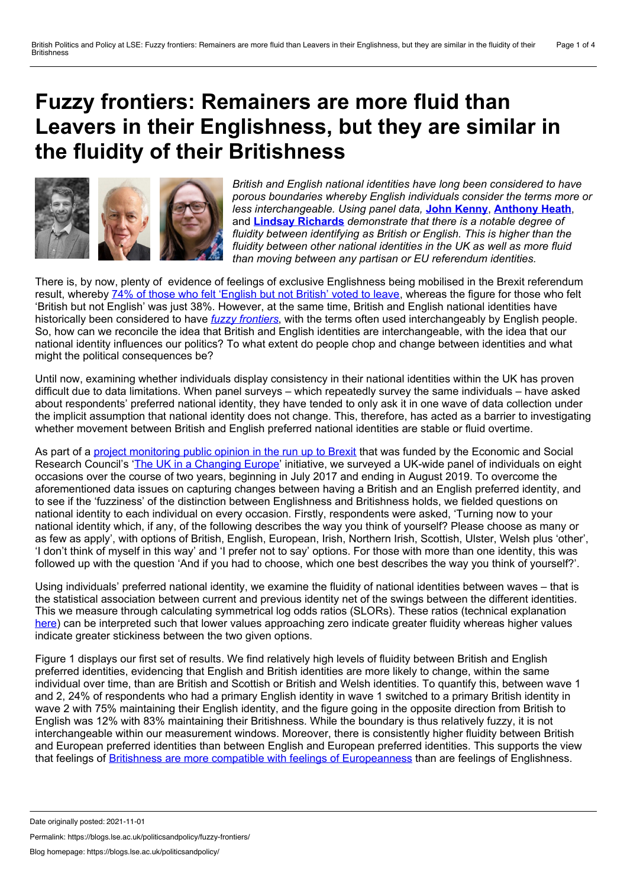# Fuzzy frontiers: Remainers are more fluid than Leavers in their Englishness, but they are similar in the fluidity of their Britishness

*British and English national identities have long been considered to have porous boundaries whereby English individuals consider the terms more or less interchangeable. Using panel data,* **John Kenny**, **Anthony Heath**, *and* **Lindsay Richards** *demonstrate that there is a notable degree of fluidity between identifying as British or English. This is higher than the fluidity between other national identities in the UK as well as more fluid than moving between any partisan or EU referendum identities.*

There is, by now, plenty of evidence of feelings of exclusive Englishness being mobilised in the Brexit referendum result, whereby 74% of those who felt 'English but not British' voted to leave, whereas the figure for those who felt 'British but not English' was just 38%. However, at the same time, British and English national identities have historically been considered to have *fuzzy frontiers*, with the terms often used interchangeably by English people. So, how can we reconcile the idea that British and English identities are interchangeable, with the idea that our national identity influences our politics? To what extent do people chop and change between identities and what might the political consequences be?

Until now, examining whether individuals display consistency in their national identities within the UK has proven difficult due to data limitations. When panel surveys – which repeatedly survey the same individuals – have asked about respondents' preferred national identity, they have tended to only ask it in one wave of data collection under the implicit assumption that national identity does not change. This, therefore, has acted as a barrier to investigating whether movement between British and English preferred national identities are stable or fluid overtime.

As part of a project monitoring public opinion in the run up to Brexit that was funded by the Economic and Social Research Council's 'The UK in a Changing Europe' initiative, we surveyed a UK-wide panel of individuals on eight occasions over the course of two years, beginning in July 2017 and ending in August 2019. To overcome the aforementioned data issues on capturing changes between having a British and an English preferred identity, and to see if the 'fuzziness' of the distinction between Englishness and Britishness holds, we fielded questions on national identity to each individual on every occasion. Firstly, respondents were asked, 'Turning now to your national identity which, if any, of the following describes the way you think of yourself? Please choose as many or as few as apply', with options of British, English, European, Irish, Northern Irish, Scottish, Ulster, Welsh plus 'other', 'I don't think of myself in this way' and 'I prefer not to say' options. For those with more than one identity, this was followed up with the question 'And if you had to choose, which one best describes the way you think of yourself?'.

Using individuals' preferred national identity, we examine the fluidity of national identities between waves – that is the statistical association between current and previous identity net of the swings between the different identities. This we measure through calculating symmetrical log odds ratios (SLORs). These ratios (technical explanation here) can be interpreted such that lower values approaching zero indicate greater fluidity whereas higher values indicate greater stickiness between the two given options.

Figure 1 displays our first set of results. We find relatively high levels of fluidity between British and English preferred identities, evidencing that English and British identities are more likely to change, within the same individual over time, than are British and Scottish or British and Welsh identities. To quantify this, between wave 1 and 2, 24% of respondents who had a primary English identity in wave 1 switched to a primary British identity in wave 2 with 75% maintaining their English identity, and the figure going in the opposite direction from British to English was 12% with 83% maintaining their Britishness. While the boundary is thus relatively fuzzy, it is not interchangeable within our measurement windows. Moreover, there is consistently higher fluidity between British and European preferred identities than between English and European preferred identities. This supports the view that feelings of Britishness are more compatible with feelings of Europeanness than are feelings of Englishness.

Date originally posted: 2021-11-01

Permalink: https://blogs.lse.ac.uk/politicsandpolicy/fuzzy-frontiers/

Blog homepage: https://blogs.lse.ac.uk/politicsandpolicy/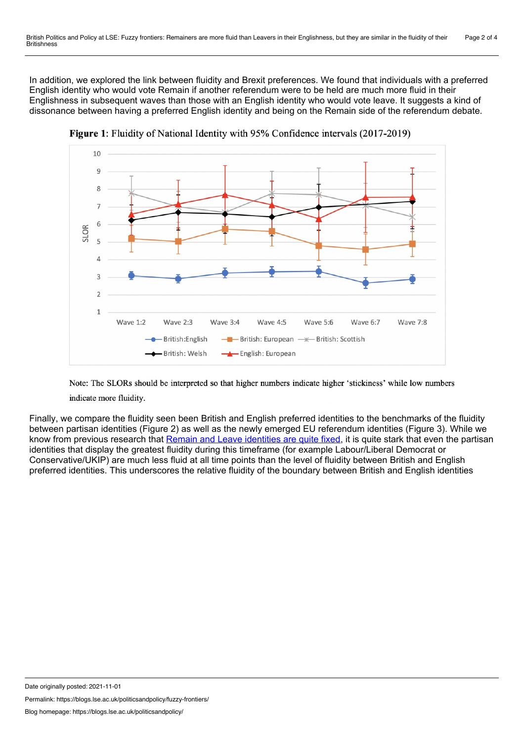In addition, we explored the link between fluidity and Brexit preferences. We found that individuals with a preferred English identity who would vote Remain if another referendum were to be held are much more fluid in their Englishness in subsequent waves than those with an English identity who would vote leave. It suggests a kind of dissonance between having a preferred English identity and being on the Remain side of the referendum debate.

**Figure 1**: Fluidity of National Identity with 95% Confidence intervals (2017-2019)

Note: The SLORs should be interpreted so that higher numbers indicate higher 'stickiness' while low numbers indicate more fluidity.

Finally, we compare the fluidity seen been British and English preferred identities to the benchmarks of the fluidity between partisan identities (Figure 2) as well as the newly emerged EU referendum identities (Figure 3). While we know from previous research that [Remain and Leave identities are quite fixed](), it is quite stark that even the partisan identities that display the greatest fluidity during this timeframe (for example Labour/Liberal Democrat or Conservative/UKIP) are much less fluid at all time points than the level of fluidity between British and English preferred identities. This underscores the relative fluidity of the boundary between British and English identities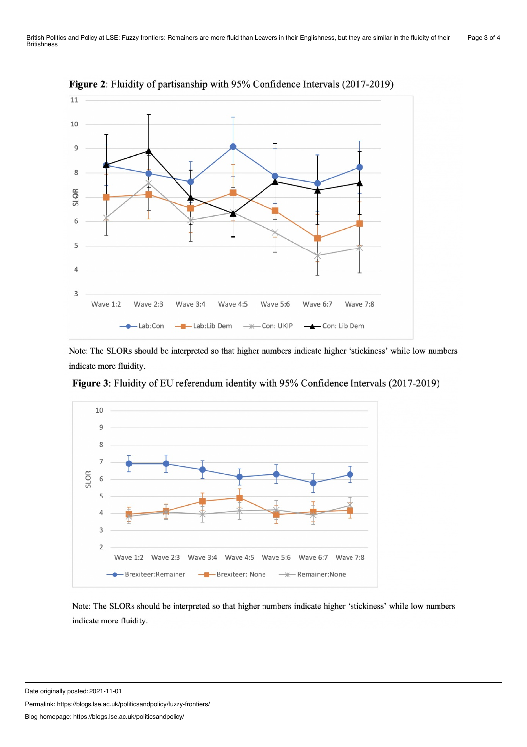**Figure 2**: Fluidity of partisanship with 95% Confidence Intervals (2017-2019)

Note: The SLORs should be interpreted so that higher numbers indicate higher 'stickiness' while low numbers indicate more fluidity.

**Figure 3**: Fluidity of EU referendum identity with 95% Confidence Intervals (2017-2019)

Note: The SLORs should be interpreted so that higher numbers indicate higher 'stickiness' while low numbers indicate more fluidity.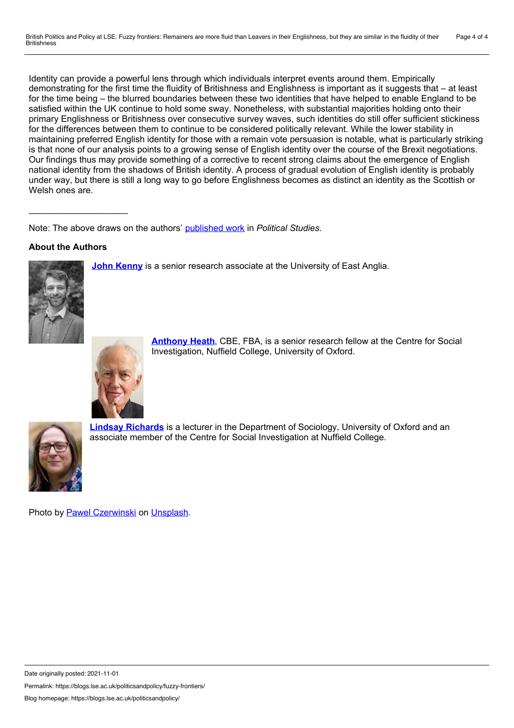Identity can provide a powerful lens through which individuals interpret events around them. Empirically demonstrating for the first time the fluidity of Britishness and Englishness is important as it suggests that – at least for the time being – the blurred boundaries between these two identities that have helped to enable England to be satisfied within the UK continue to hold some sway. Nonetheless, with substantial majorities holding onto their primary Englishness or Britishness over consecutive survey waves, such identities do still offer sufficient stickiness for the differences between them to continue to be considered politically relevant. While the lower stability in maintaining preferred English identity for those with a remain vote persuasion is notable, what is particularly striking is that none of our analysis points to a growing sense of English identity over the course of the Brexit negotiations. Our findings thus may provide something of a corrective to recent strong claims about the emergence of English national identity from the shadows of British identity. A process of gradual evolution of English identity is probably under way, but there is still a long way to go before Englishness becomes as distinct an identity as the Scottish or Welsh ones are.

\_\_\_\_\_\_\_\_\_\_\_\_\_\_\_\_\_\_\_\_

Note: The above draws on the authors' published work in *Political Studies*.

**About the Authors**

**John Kenny** is a senior research associate at the University of East Anglia.

**Anthony Heath**, CBE, FBA, is a senior research fellow at the Centre for Social Investigation, Nuffield College, University of Oxford.

**Lindsay Richards** is a lecturer in the Department of Sociology, University of Oxford and an associate member of the Centre for Social Investigation at Nuffield College.

Photo by Pawel Czerwinski on Unsplash.

Date originally posted: 2021-11-01

Permalink: https://blogs.lse.ac.uk/politicsandpolicy/fuzzy-frontiers/

Blog homepage: https://blogs.lse.ac.uk/politicsandpolicy/